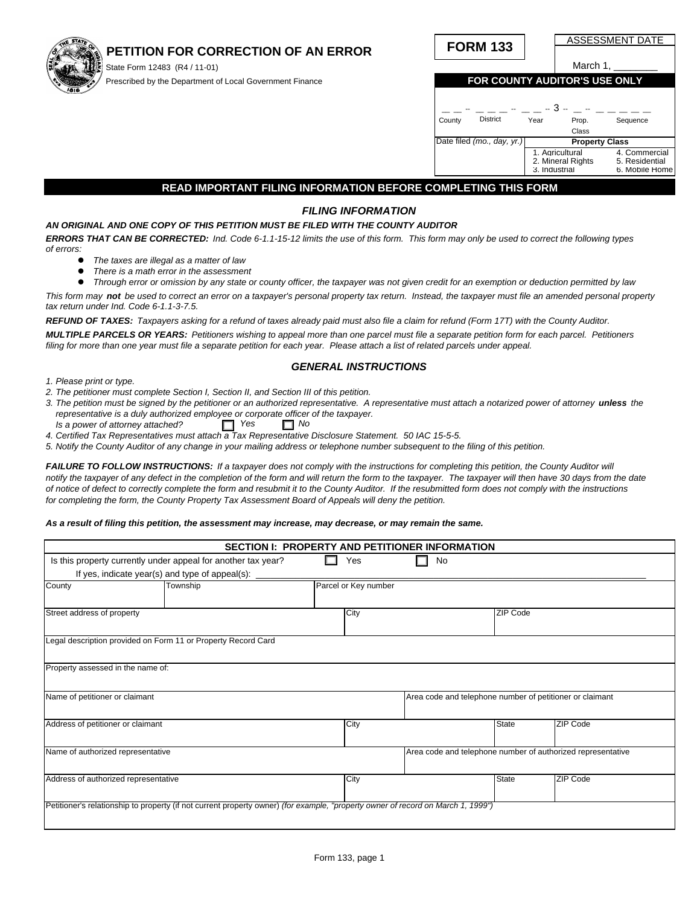# PETITION FOR CORRECTION OF AN ERROR

State Form 12483 (R4 / 11-01)

Prescribed by the Department of Local Government Finance

**FORM 133**

| ASSESSMENT DATE |
|---|
| March 1, ________ |

**FOR COUNTY AUDITOR'S USE ONLY**

_ _ - _ _ _ - _ _ - 3 - _ - _ _ _ _ _

| County | District | Year | Prop. Class | Sequence |
|---|---|---|---|---|

| Date filed *(mo., day, yr.)* | Property Class | |
|---|---|---|
| | 1. Agricultural | 4. Commercial |
| | 2. Mineral Rights | 5. Residential |
| | 3. Industrial | 6. Mobile Home |

**READ IMPORTANT FILING INFORMATION BEFORE COMPLETING THIS FORM**

## *FILING INFORMATION*

***AN ORIGINAL AND ONE COPY OF THIS PETITION MUST BE FILED WITH THE COUNTY AUDITOR***

***ERRORS THAT CAN BE CORRECTED:*** *Ind. Code 6-1.1-15-12 limits the use of this form. This form may only be used to correct the following types of errors:*

- *The taxes are illegal as a matter of law*
- *There is a math error in the assessment*
- *Through error or omission by any state or county officer, the taxpayer was not given credit for an exemption or deduction permitted by law*

*This form may* ***not*** *be used to correct an error on a taxpayer's personal property tax return. Instead, the taxpayer must file an amended personal property tax return under Ind. Code 6-1.1-3-7.5.*

***REFUND OF TAXES:*** *Taxpayers asking for a refund of taxes already paid must also file a claim for refund (Form 17T) with the County Auditor.*

***MULTIPLE PARCELS OR YEARS:*** *Petitioners wishing to appeal more than one parcel must file a separate petition form for each parcel. Petitioners filing for more than one year must file a separate petition for each year. Please attach a list of related parcels under appeal.*

## *GENERAL INSTRUCTIONS*

*1. Please print or type.*

*2. The petitioner must complete Section I, Section II, and Section III of this petition.*

*3. The petition must be signed by the petitioner or an authorized representative. A representative must attach a notarized power of attorney* ***unless*** *the representative is a duly authorized employee or corporate officer of the taxpayer.*
*Is a power of attorney attached?* ☐ *Yes* ☐ *No*

*4. Certified Tax Representatives must attach a Tax Representative Disclosure Statement. 50 IAC 15-5-5.*

*5. Notify the County Auditor of any change in your mailing address or telephone number subsequent to the filing of this petition.*

***FAILURE TO FOLLOW INSTRUCTIONS:*** *If a taxpayer does not comply with the instructions for completing this petition, the County Auditor will notify the taxpayer of any defect in the completion of the form and will return the form to the taxpayer. The taxpayer will then have 30 days from the date of notice of defect to correctly complete the form and resubmit it to the County Auditor. If the resubmitted form does not comply with the instructions for completing the form, the County Property Tax Assessment Board of Appeals will deny the petition.*

***As a result of filing this petition, the assessment may increase, may decrease, or may remain the same.***

**SECTION I: PROPERTY AND PETITIONER INFORMATION**

Is this property currently under appeal for another tax year? ☐ Yes ☐ No

If yes, indicate year(s) and type of appeal(s): ________________

| County | Township | Parcel or Key number | | |
|---|---|---|---|---|
| Street address of property | | City | ZIP Code | |
| Legal description provided on Form 11 or Property Record Card | | | | |
| Property assessed in the name of: | | | | |
| Name of petitioner or claimant | | Area code and telephone number of petitioner or claimant | | |
| Address of petitioner or claimant | | City | State | ZIP Code |
| Name of authorized representative | | Area code and telephone number of authorized representative | | |
| Address of authorized representative | | City | State | ZIP Code |
| Petitioner's relationship to property (if not current property owner) *(for example, "property owner of record on March 1, 1999")* | | | | |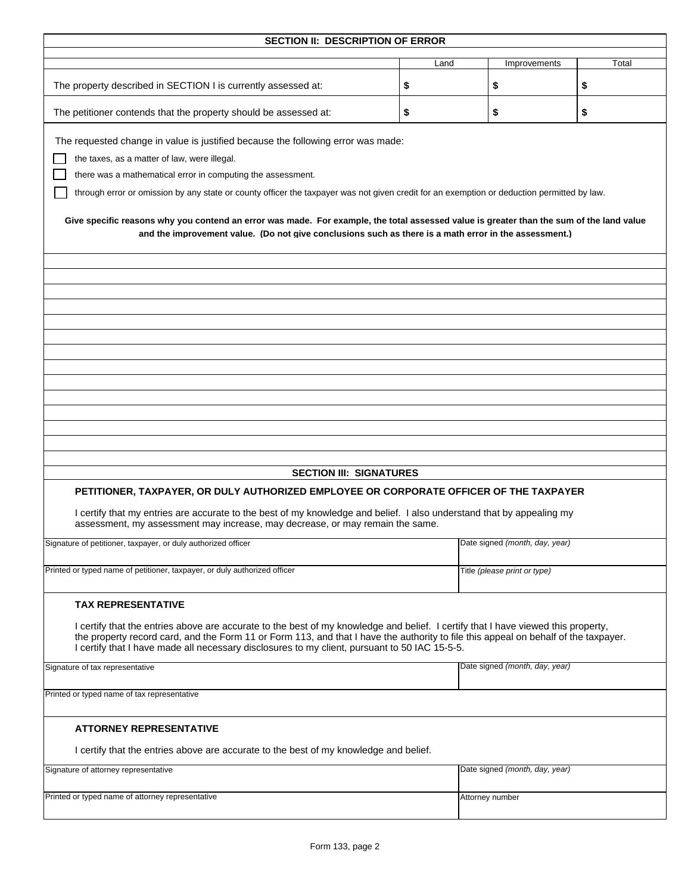## SECTION II: DESCRIPTION OF ERROR

| | Land | Improvements | Total |
|---|---|---|---|
| The property described in SECTION I is currently assessed at: | $ | $ | $ |
| The petitioner contends that the property should be assessed at: | $ | $ | $ |

The requested change in value is justified because the following error was made:

- ☐ the taxes, as a matter of law, were illegal.
- ☐ there was a mathematical error in computing the assessment.
- ☐ through error or omission by any state or county officer the taxpayer was not given credit for an exemption or deduction permitted by law.

**Give specific reasons why you contend an error was made. For example, the total assessed value is greater than the sum of the land value and the improvement value. (Do not give conclusions such as there is a math error in the assessment.)**

## SECTION III: SIGNATURES

### PETITIONER, TAXPAYER, OR DULY AUTHORIZED EMPLOYEE OR CORPORATE OFFICER OF THE TAXPAYER

I certify that my entries are accurate to the best of my knowledge and belief. I also understand that by appealing my assessment, my assessment may increase, may decrease, or may remain the same.

| | |
|---|---|
| Signature of petitioner, taxpayer, or duly authorized officer | Date signed *(month, day, year)* |
| Printed or typed name of petitioner, taxpayer, or duly authorized officer | Title *(please print or type)* |

### TAX REPRESENTATIVE

I certify that the entries above are accurate to the best of my knowledge and belief. I certify that I have viewed this property, the property record card, and the Form 11 or Form 113, and that I have the authority to file this appeal on behalf of the taxpayer. I certify that I have made all necessary disclosures to my client, pursuant to 50 IAC 15-5-5.

| | |
|---|---|
| Signature of tax representative | Date signed *(month, day, year)* |
| Printed or typed name of tax representative | |

### ATTORNEY REPRESENTATIVE

I certify that the entries above are accurate to the best of my knowledge and belief.

| | |
|---|---|
| Signature of attorney representative | Date signed *(month, day, year)* |
| Printed or typed name of attorney representative | Attorney number |

Form 133, page 2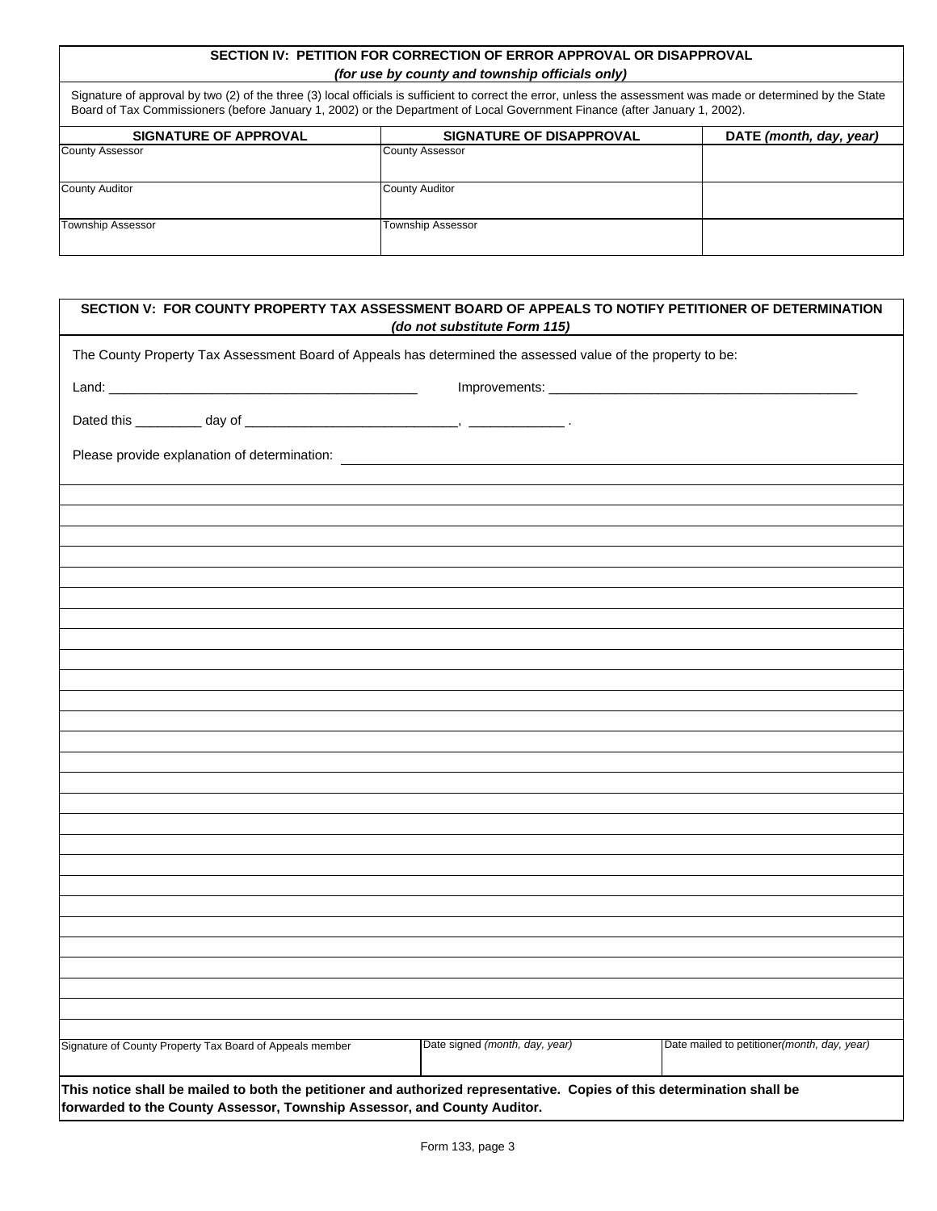## SECTION IV: PETITION FOR CORRECTION OF ERROR APPROVAL OR DISAPPROVAL

***(for use by county and township officials only)***

Signature of approval by two (2) of the three (3) local officials is sufficient to correct the error, unless the assessment was made or determined by the State Board of Tax Commissioners (before January 1, 2002) or the Department of Local Government Finance (after January 1, 2002).

| SIGNATURE OF APPROVAL | SIGNATURE OF DISAPPROVAL | DATE *(month, day, year)* |
|---|---|---|
| County Assessor | County Assessor | |
| County Auditor | County Auditor | |
| Township Assessor | Township Assessor | |

## SECTION V: FOR COUNTY PROPERTY TAX ASSESSMENT BOARD OF APPEALS TO NOTIFY PETITIONER OF DETERMINATION

***(do not substitute Form 115)***

The County Property Tax Assessment Board of Appeals has determined the assessed value of the property to be:

Land: ________________________________________ Improvements: ________________________________________

Dated this _________ day of ____________________________, _____________ .

Please provide explanation of determination: ________________________________________

| Signature of County Property Tax Board of Appeals member | Date signed *(month, day, year)* | Date mailed to petitioner *(month, day, year)* |
|---|---|---|
| | | |

**This notice shall be mailed to both the petitioner and authorized representative. Copies of this determination shall be forwarded to the County Assessor, Township Assessor, and County Auditor.**

Form 133, page 3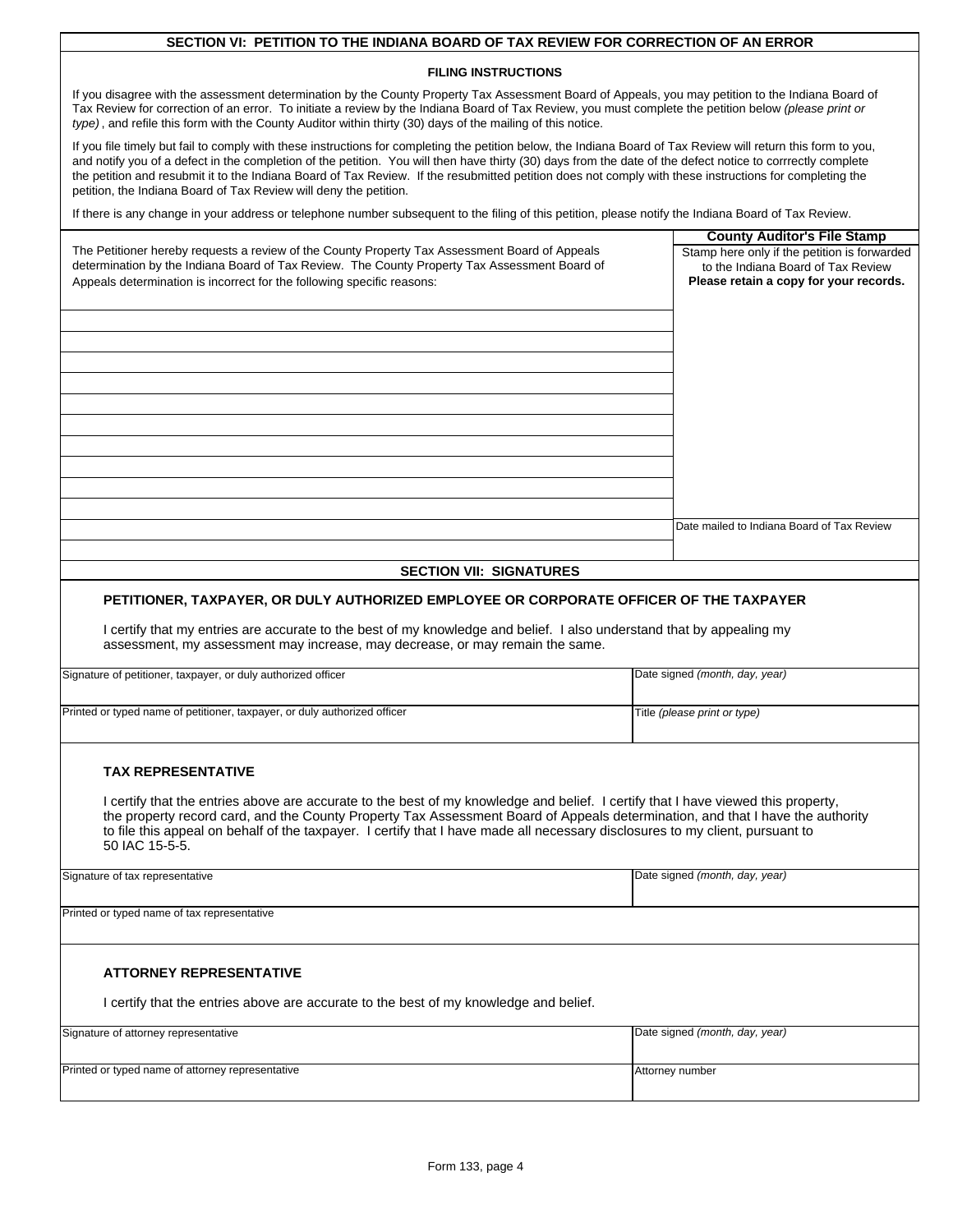## SECTION VI: PETITION TO THE INDIANA BOARD OF TAX REVIEW FOR CORRECTION OF AN ERROR

### FILING INSTRUCTIONS

If you disagree with the assessment determination by the County Property Tax Assessment Board of Appeals, you may petition to the Indiana Board of Tax Review for correction of an error. To initiate a review by the Indiana Board of Tax Review, you must complete the petition below *(please print or type)*, and refile this form with the County Auditor within thirty (30) days of the mailing of this notice.

If you file timely but fail to comply with these instructions for completing the petition below, the Indiana Board of Tax Review will return this form to you, and notify you of a defect in the completion of the petition. You will then have thirty (30) days from the date of the defect notice to corrrectly complete the petition and resubmit it to the Indiana Board of Tax Review. If the resubmitted petition does not comply with these instructions for completing the petition, the Indiana Board of Tax Review will deny the petition.

If there is any change in your address or telephone number subsequent to the filing of this petition, please notify the Indiana Board of Tax Review.

| The Petitioner hereby requests a review of the County Property Tax Assessment Board of Appeals determination by the Indiana Board of Tax Review. The County Property Tax Assessment Board of Appeals determination is incorrect for the following specific reasons: | **County Auditor's File Stamp** Stamp here only if the petition is forwarded to the Indiana Board of Tax Review **Please retain a copy for your records.** |
|---|---|
| | |
| | |
| | |
| | |
| | |
| | |
| | |
| | |
| | |
| | |
| | Date mailed to Indiana Board of Tax Review |
| | |

## SECTION VII: SIGNATURES

### PETITIONER, TAXPAYER, OR DULY AUTHORIZED EMPLOYEE OR CORPORATE OFFICER OF THE TAXPAYER

I certify that my entries are accurate to the best of my knowledge and belief. I also understand that by appealing my assessment, my assessment may increase, may decrease, or may remain the same.

| Signature of petitioner, taxpayer, or duly authorized officer | Date signed *(month, day, year)* |
|---|---|
| Printed or typed name of petitioner, taxpayer, or duly authorized officer | Title *(please print or type)* |

### TAX REPRESENTATIVE

I certify that the entries above are accurate to the best of my knowledge and belief. I certify that I have viewed this property, the property record card, and the County Property Tax Assessment Board of Appeals determination, and that I have the authority to file this appeal on behalf of the taxpayer. I certify that I have made all necessary disclosures to my client, pursuant to 50 IAC 15-5-5.

| Signature of tax representative | Date signed *(month, day, year)* |
|---|---|
| Printed or typed name of tax representative | |

### ATTORNEY REPRESENTATIVE

I certify that the entries above are accurate to the best of my knowledge and belief.

| Signature of attorney representative | Date signed *(month, day, year)* |
|---|---|
| Printed or typed name of attorney representative | Attorney number |

Form 133, page 4